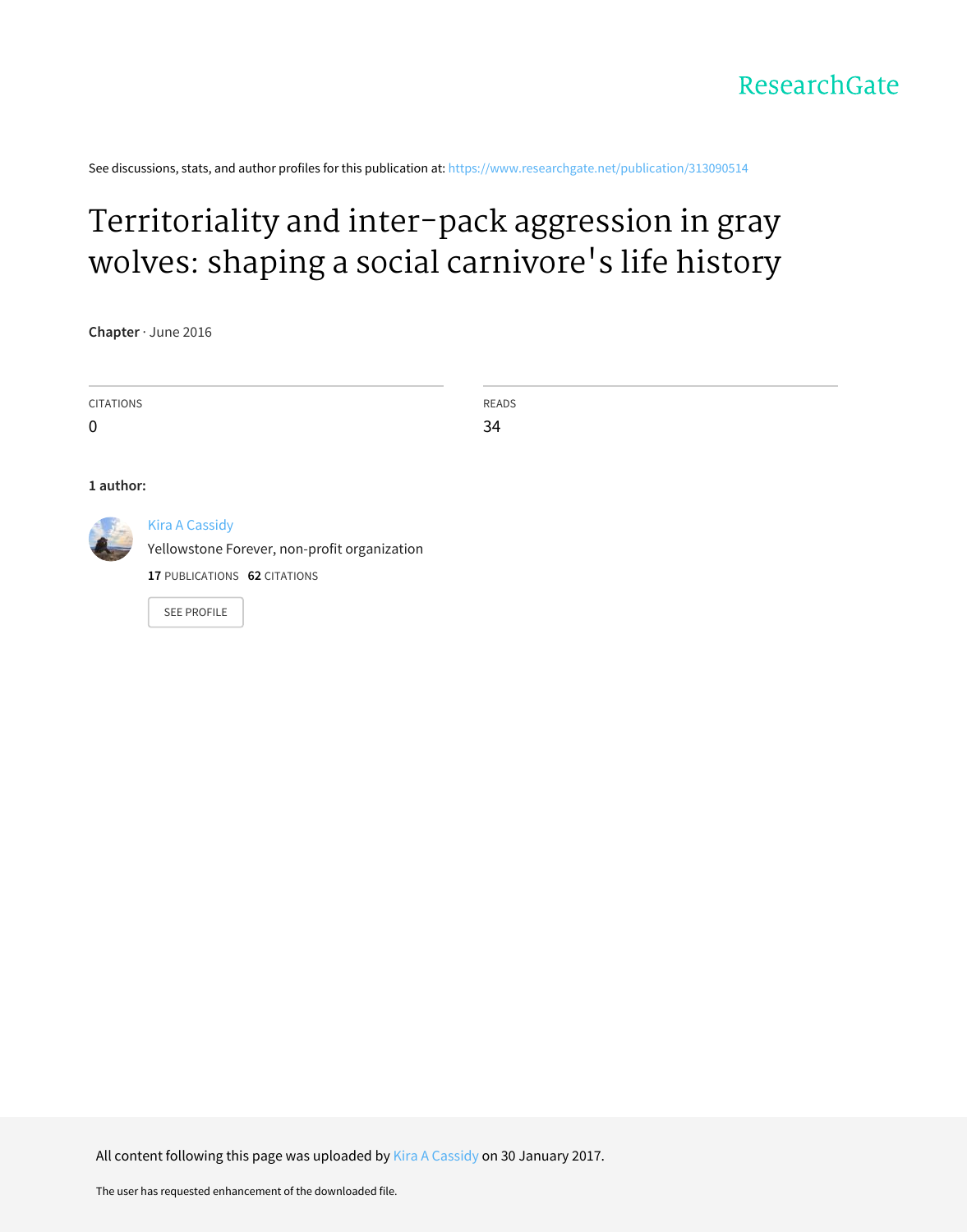ResearchGate

See discussions, stats, and author profiles for this publication at: https://www.researchgate.net/publication/313090514

# Territoriality and inter-pack aggression in gray wolves: shaping a social carnivore's life history

**Chapter** · June 2016

| CITATIONS | READS |
|---|---|
| 0 | 34 |

**1 author:**

Kira A Cassidy
Yellowstone Forever, non-profit organization
**17** PUBLICATIONS **62** CITATIONS

SEE PROFILE

All content following this page was uploaded by Kira A Cassidy on 30 January 2017.

The user has requested enhancement of the downloaded file.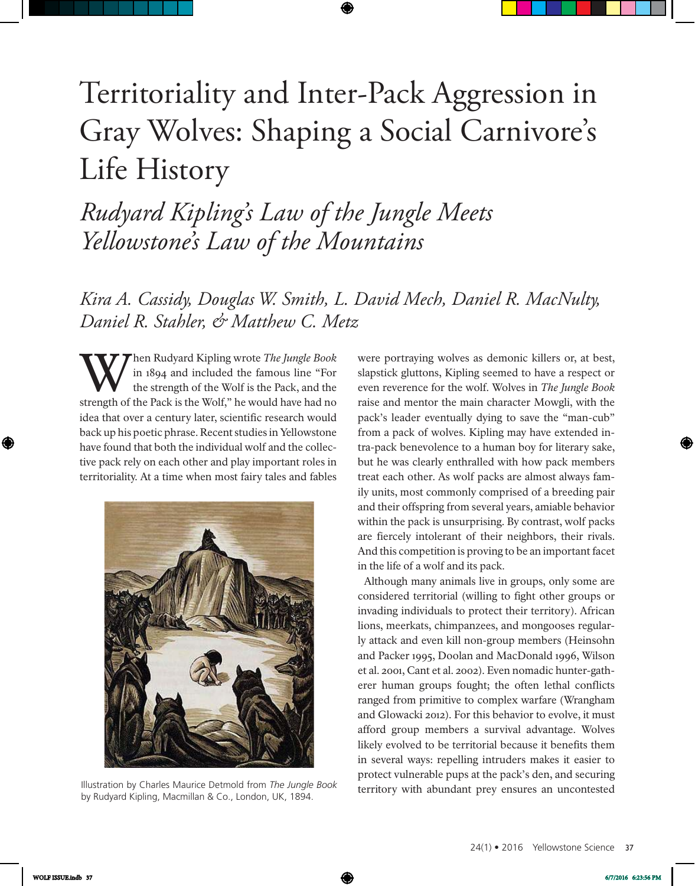# Territoriality and Inter-Pack Aggression in Gray Wolves: Shaping a Social Carnivore's Life History

## *Rudyard Kipling's Law of the Jungle Meets Yellowstone's Law of the Mountains*

*Kira A. Cassidy, Douglas W. Smith, L. David Mech, Daniel R. MacNulty, Daniel R. Stahler, & Matthew C. Metz*

When Rudyard Kipling wrote *The Jungle Book* in 1894 and included the famous line "For the strength of the Wolf is the Pack, and the strength of the Pack is the Wolf," he would have had no idea that over a century later, scientific research would back up his poetic phrase. Recent studies in Yellowstone have found that both the individual wolf and the collective pack rely on each other and play important roles in territoriality. At a time when most fairy tales and fables were portraying wolves as demonic killers or, at best, slapstick gluttons, Kipling seemed to have a respect or even reverence for the wolf. Wolves in *The Jungle Book* raise and mentor the main character Mowgli, with the pack's leader eventually dying to save the "man-cub" from a pack of wolves. Kipling may have extended intra-pack benevolence to a human boy for literary sake, but he was clearly enthralled with how pack members treat each other. As wolf packs are almost always family units, most commonly comprised of a breeding pair and their offspring from several years, amiable behavior within the pack is unsurprising. By contrast, wolf packs are fiercely intolerant of their neighbors, their rivals. And this competition is proving to be an important facet in the life of a wolf and its pack.

Illustration by Charles Maurice Detmold from *The Jungle Book* by Rudyard Kipling, Macmillan & Co., London, UK, 1894.

Although many animals live in groups, only some are considered territorial (willing to fight other groups or invading individuals to protect their territory). African lions, meerkats, chimpanzees, and mongooses regularly attack and even kill non-group members (Heinsohn and Packer 1995, Doolan and MacDonald 1996, Wilson et al. 2001, Cant et al. 2002). Even nomadic hunter-gatherer human groups fought; the often lethal conflicts ranged from primitive to complex warfare (Wrangham and Glowacki 2012). For this behavior to evolve, it must afford group members a survival advantage. Wolves likely evolved to be territorial because it benefits them in several ways: repelling intruders makes it easier to protect vulnerable pups at the pack's den, and securing territory with abundant prey ensures an uncontested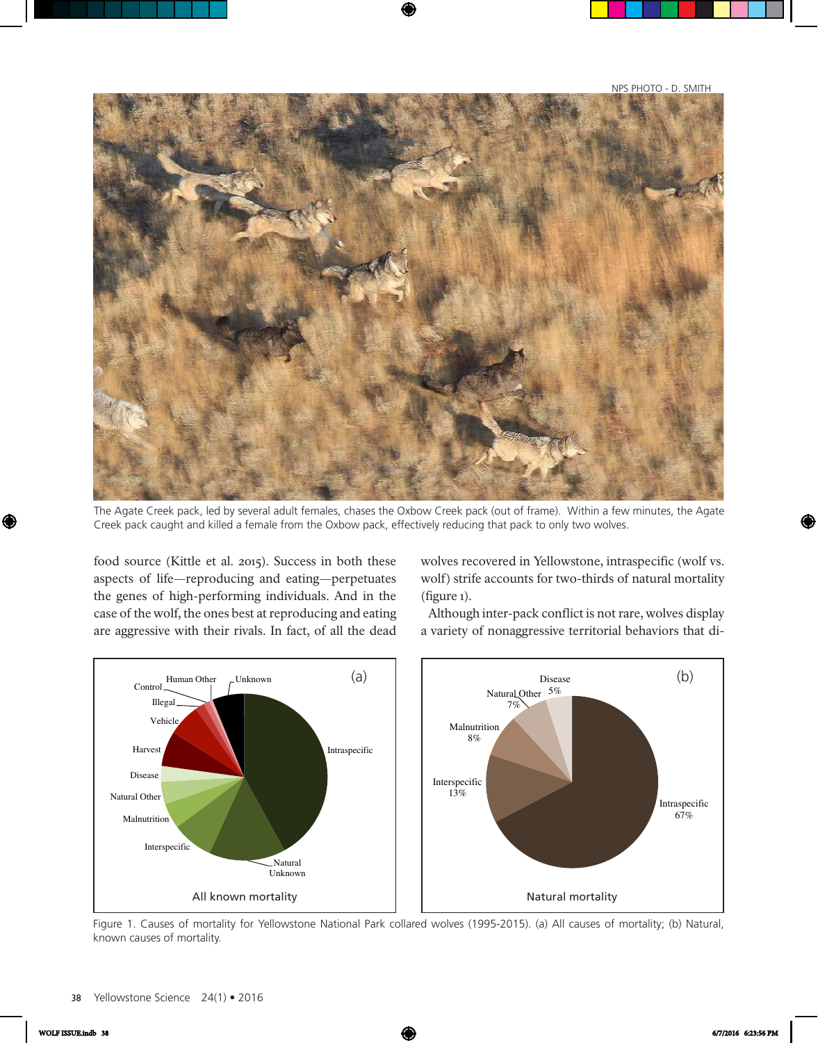NPS PHOTO - D. SMITH

The Agate Creek pack, led by several adult females, chases the Oxbow Creek pack (out of frame). Within a few minutes, the Agate Creek pack caught and killed a female from the Oxbow pack, effectively reducing that pack to only two wolves.

food source (Kittle et al. 2015). Success in both these aspects of life—reproducing and eating—perpetuates the genes of high-performing individuals. And in the case of the wolf, the ones best at reproducing and eating are aggressive with their rivals. In fact, of all the dead wolves recovered in Yellowstone, intraspecific (wolf vs. wolf) strife accounts for two-thirds of natural mortality (figure 1).

Although inter-pack conflict is not rare, wolves display a variety of nonaggressive territorial behaviors that di-

Figure 1. Causes of mortality for Yellowstone National Park collared wolves (1995-2015). (a) All causes of mortality; (b) Natural, known causes of mortality.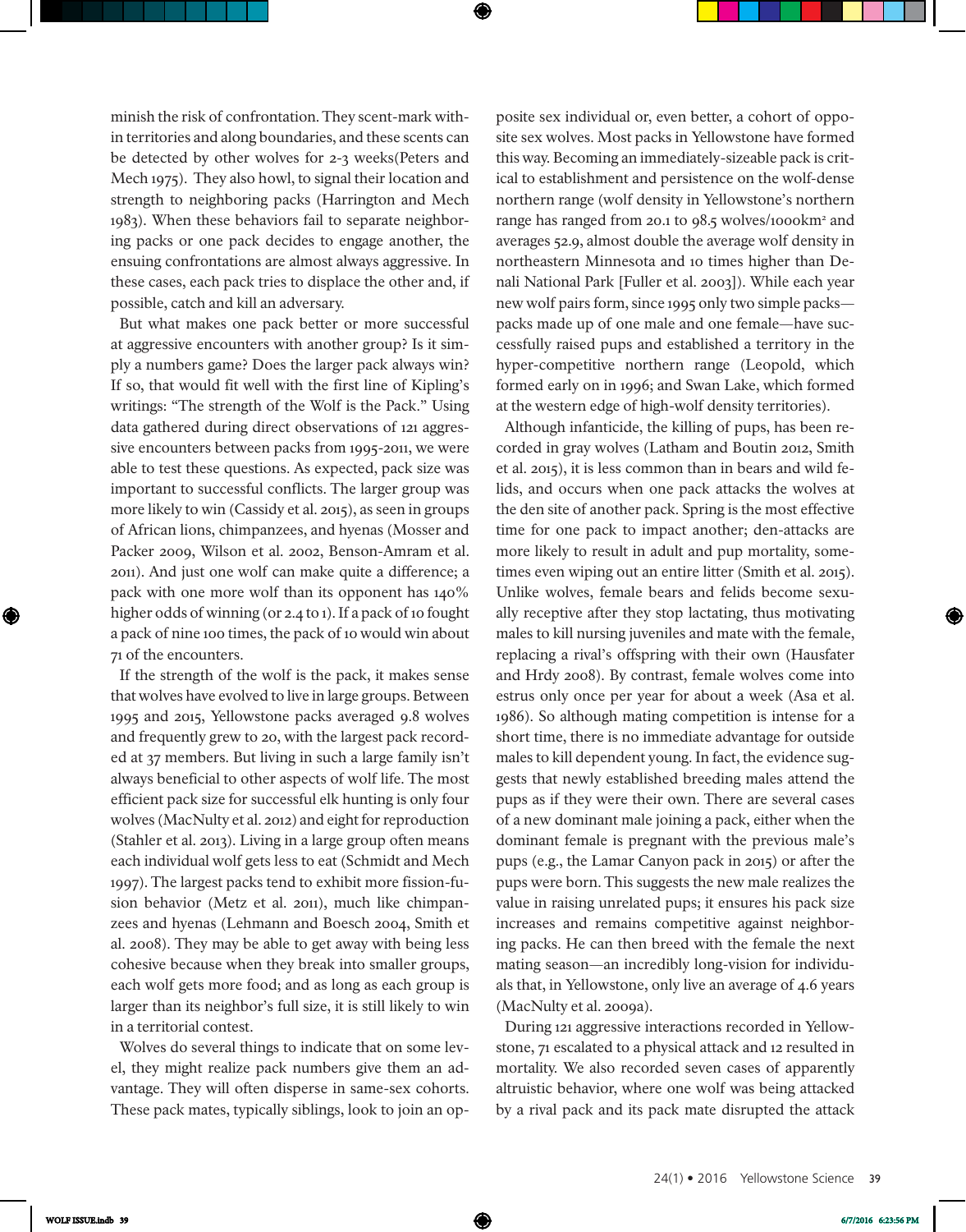minish the risk of confrontation. They scent-mark within territories and along boundaries, and these scents can be detected by other wolves for 2-3 weeks(Peters and Mech 1975). They also howl, to signal their location and strength to neighboring packs (Harrington and Mech 1983). When these behaviors fail to separate neighboring packs or one pack decides to engage another, the ensuing confrontations are almost always aggressive. In these cases, each pack tries to displace the other and, if possible, catch and kill an adversary.

But what makes one pack better or more successful at aggressive encounters with another group? Is it simply a numbers game? Does the larger pack always win? If so, that would fit well with the first line of Kipling's writings: "The strength of the Wolf is the Pack." Using data gathered during direct observations of 121 aggressive encounters between packs from 1995-2011, we were able to test these questions. As expected, pack size was important to successful conflicts. The larger group was more likely to win (Cassidy et al. 2015), as seen in groups of African lions, chimpanzees, and hyenas (Mosser and Packer 2009, Wilson et al. 2002, Benson-Amram et al. 2011). And just one wolf can make quite a difference; a pack with one more wolf than its opponent has 140% higher odds of winning (or 2.4 to 1). If a pack of 10 fought a pack of nine 100 times, the pack of 10 would win about 71 of the encounters.

If the strength of the wolf is the pack, it makes sense that wolves have evolved to live in large groups. Between 1995 and 2015, Yellowstone packs averaged 9.8 wolves and frequently grew to 20, with the largest pack recorded at 37 members. But living in such a large family isn't always beneficial to other aspects of wolf life. The most efficient pack size for successful elk hunting is only four wolves (MacNulty et al. 2012) and eight for reproduction (Stahler et al. 2013). Living in a large group often means each individual wolf gets less to eat (Schmidt and Mech 1997). The largest packs tend to exhibit more fission-fusion behavior (Metz et al. 2011), much like chimpanzees and hyenas (Lehmann and Boesch 2004, Smith et al. 2008). They may be able to get away with being less cohesive because when they break into smaller groups, each wolf gets more food; and as long as each group is larger than its neighbor's full size, it is still likely to win in a territorial contest.

Wolves do several things to indicate that on some level, they might realize pack numbers give them an advantage. They will often disperse in same-sex cohorts. These pack mates, typically siblings, look to join an opposite sex individual or, even better, a cohort of opposite sex wolves. Most packs in Yellowstone have formed this way. Becoming an immediately-sizeable pack is critical to establishment and persistence on the wolf-dense northern range (wolf density in Yellowstone's northern range has ranged from 20.1 to 98.5 wolves/1000km² and averages 52.9, almost double the average wolf density in northeastern Minnesota and 10 times higher than Denali National Park [Fuller et al. 2003]). While each year new wolf pairs form, since 1995 only two simple packs—packs made up of one male and one female—have successfully raised pups and established a territory in the hyper-competitive northern range (Leopold, which formed early on in 1996; and Swan Lake, which formed at the western edge of high-wolf density territories).

Although infanticide, the killing of pups, has been recorded in gray wolves (Latham and Boutin 2012, Smith et al. 2015), it is less common than in bears and wild felids, and occurs when one pack attacks the wolves at the den site of another pack. Spring is the most effective time for one pack to impact another; den-attacks are more likely to result in adult and pup mortality, sometimes even wiping out an entire litter (Smith et al. 2015). Unlike wolves, female bears and felids become sexually receptive after they stop lactating, thus motivating males to kill nursing juveniles and mate with the female, replacing a rival's offspring with their own (Hausfater and Hrdy 2008). By contrast, female wolves come into estrus only once per year for about a week (Asa et al. 1986). So although mating competition is intense for a short time, there is no immediate advantage for outside males to kill dependent young. In fact, the evidence suggests that newly established breeding males attend the pups as if they were their own. There are several cases of a new dominant male joining a pack, either when the dominant female is pregnant with the previous male's pups (e.g., the Lamar Canyon pack in 2015) or after the pups were born. This suggests the new male realizes the value in raising unrelated pups; it ensures his pack size increases and remains competitive against neighboring packs. He can then breed with the female the next mating season—an incredibly long-vision for individuals that, in Yellowstone, only live an average of 4.6 years (MacNulty et al. 2009a).

During 121 aggressive interactions recorded in Yellowstone, 71 escalated to a physical attack and 12 resulted in mortality. We also recorded seven cases of apparently altruistic behavior, where one wolf was being attacked by a rival pack and its pack mate disrupted the attack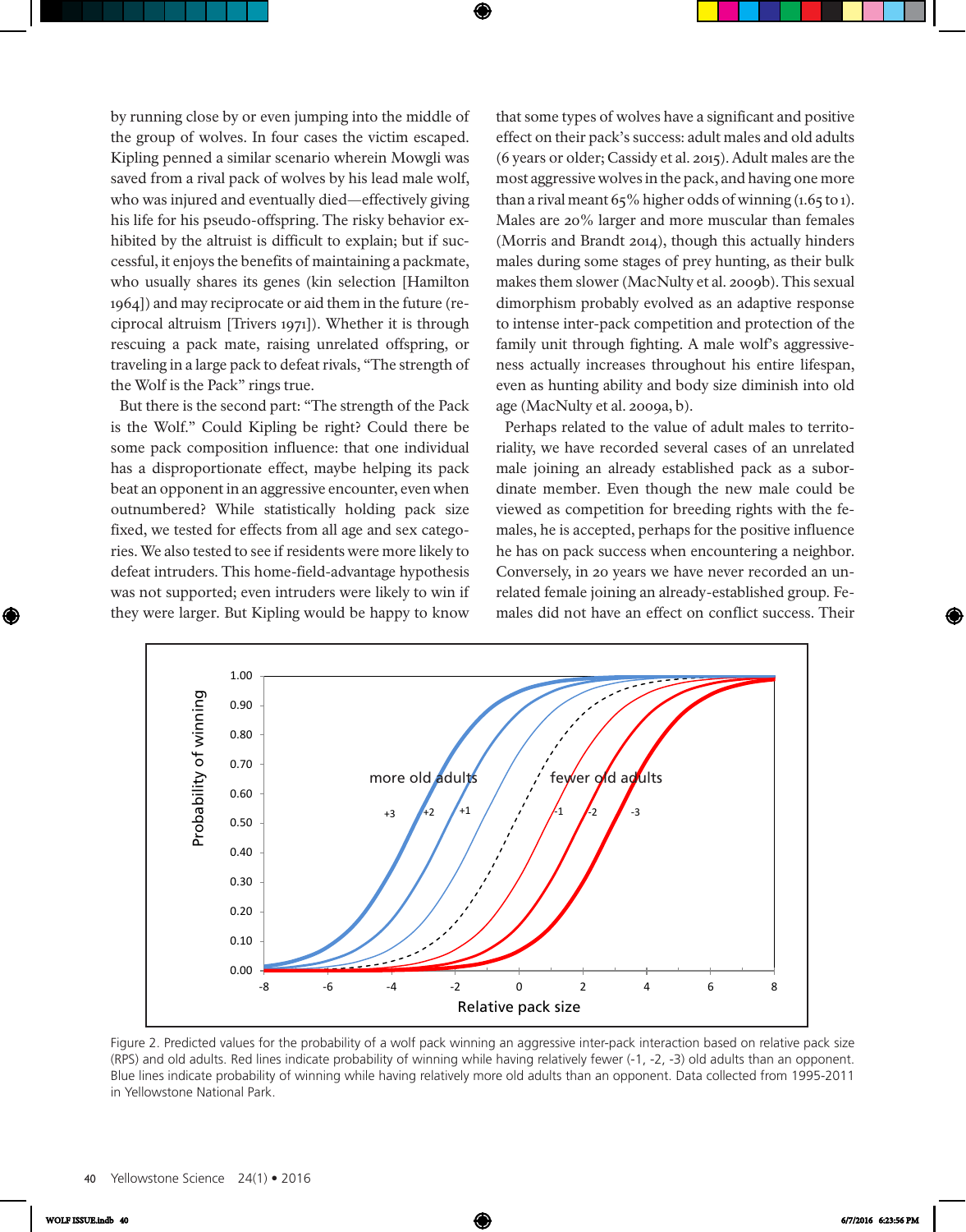by running close by or even jumping into the middle of the group of wolves. In four cases the victim escaped. Kipling penned a similar scenario wherein Mowgli was saved from a rival pack of wolves by his lead male wolf, who was injured and eventually died—effectively giving his life for his pseudo-offspring. The risky behavior exhibited by the altruist is difficult to explain; but if successful, it enjoys the benefits of maintaining a packmate, who usually shares its genes (kin selection [Hamilton 1964]) and may reciprocate or aid them in the future (reciprocal altruism [Trivers 1971]). Whether it is through rescuing a pack mate, raising unrelated offspring, or traveling in a large pack to defeat rivals, "The strength of the Wolf is the Pack" rings true.

But there is the second part: "The strength of the Pack is the Wolf." Could Kipling be right? Could there be some pack composition influence: that one individual has a disproportionate effect, maybe helping its pack beat an opponent in an aggressive encounter, even when outnumbered? While statistically holding pack size fixed, we tested for effects from all age and sex categories. We also tested to see if residents were more likely to defeat intruders. This home-field-advantage hypothesis was not supported; even intruders were likely to win if they were larger. But Kipling would be happy to know that some types of wolves have a significant and positive effect on their pack's success: adult males and old adults (6 years or older; Cassidy et al. 2015). Adult males are the most aggressive wolves in the pack, and having one more than a rival meant 65% higher odds of winning (1.65 to 1). Males are 20% larger and more muscular than females (Morris and Brandt 2014), though this actually hinders males during some stages of prey hunting, as their bulk makes them slower (MacNulty et al. 2009b). This sexual dimorphism probably evolved as an adaptive response to intense inter-pack competition and protection of the family unit through fighting. A male wolf's aggressiveness actually increases throughout his entire lifespan, even as hunting ability and body size diminish into old age (MacNulty et al. 2009a, b).

Perhaps related to the value of adult males to territoriality, we have recorded several cases of an unrelated male joining an already established pack as a subordinate member. Even though the new male could be viewed as competition for breeding rights with the females, he is accepted, perhaps for the positive influence he has on pack success when encountering a neighbor. Conversely, in 20 years we have never recorded an unrelated female joining an already-established group. Females did not have an effect on conflict success. Their

Figure 2. Predicted values for the probability of a wolf pack winning an aggressive inter-pack interaction based on relative pack size (RPS) and old adults. Red lines indicate probability of winning while having relatively fewer (-1, -2, -3) old adults than an opponent. Blue lines indicate probability of winning while having relatively more old adults than an opponent. Data collected from 1995-2011 in Yellowstone National Park.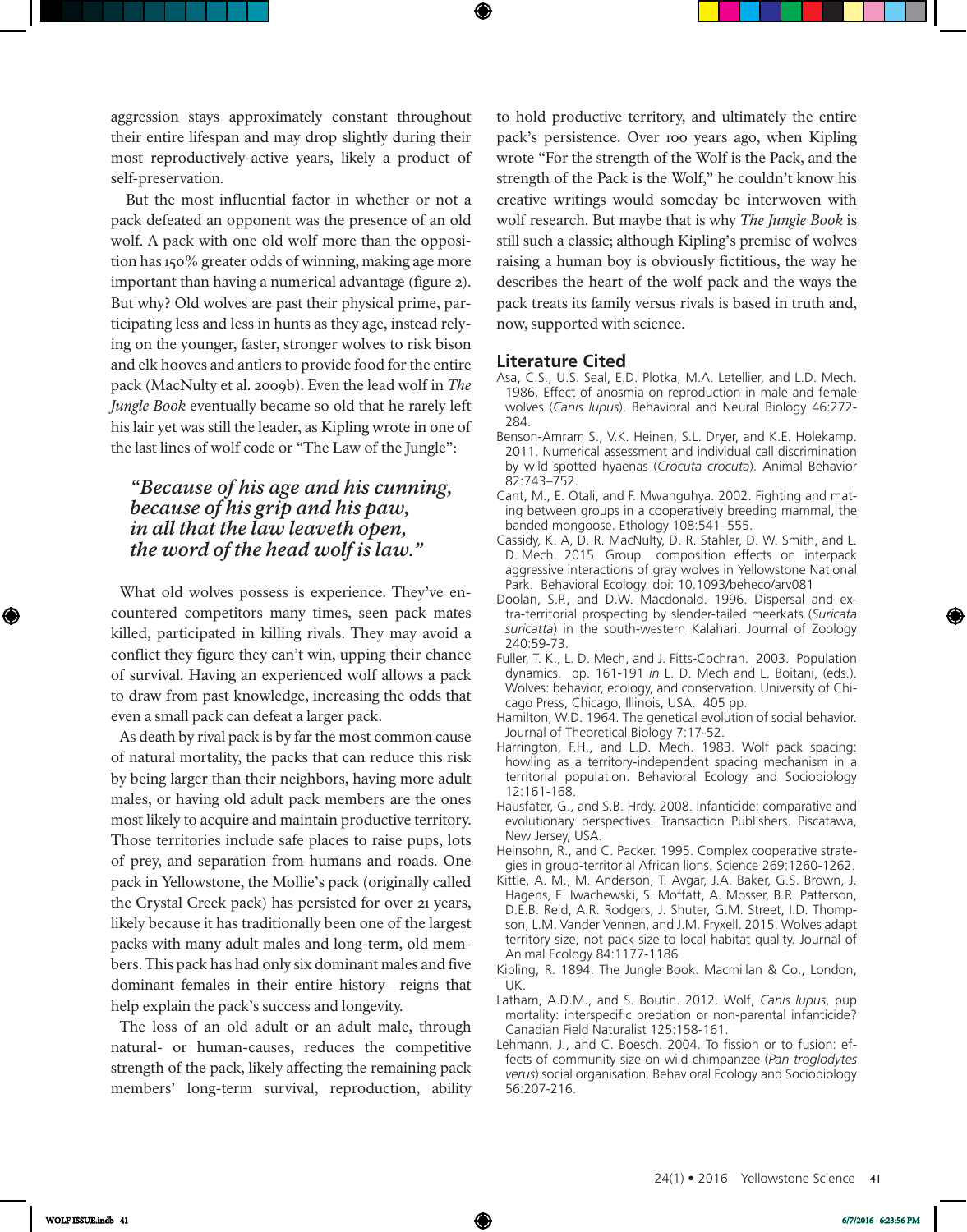aggression stays approximately constant throughout their entire lifespan and may drop slightly during their most reproductively-active years, likely a product of self-preservation.

But the most influential factor in whether or not a pack defeated an opponent was the presence of an old wolf. A pack with one old wolf more than the opposition has 150% greater odds of winning, making age more important than having a numerical advantage (figure 2). But why? Old wolves are past their physical prime, participating less and less in hunts as they age, instead relying on the younger, faster, stronger wolves to risk bison and elk hooves and antlers to provide food for the entire pack (MacNulty et al. 2009b). Even the lead wolf in *The Jungle Book* eventually became so old that he rarely left his lair yet was still the leader, as Kipling wrote in one of the last lines of wolf code or "The Law of the Jungle":

> ***"Because of his age and his cunning,***
> ***because of his grip and his paw,***
> ***in all that the law leaveth open,***
> ***the word of the head wolf is law."***

What old wolves possess is experience. They've encountered competitors many times, seen pack mates killed, participated in killing rivals. They may avoid a conflict they figure they can't win, upping their chance of survival. Having an experienced wolf allows a pack to draw from past knowledge, increasing the odds that even a small pack can defeat a larger pack.

As death by rival pack is by far the most common cause of natural mortality, the packs that can reduce this risk by being larger than their neighbors, having more adult males, or having old adult pack members are the ones most likely to acquire and maintain productive territory. Those territories include safe places to raise pups, lots of prey, and separation from humans and roads. One pack in Yellowstone, the Mollie's pack (originally called the Crystal Creek pack) has persisted for over 21 years, likely because it has traditionally been one of the largest packs with many adult males and long-term, old members. This pack has had only six dominant males and five dominant females in their entire history—reigns that help explain the pack's success and longevity.

The loss of an old adult or an adult male, through natural- or human-causes, reduces the competitive strength of the pack, likely affecting the remaining pack members' long-term survival, reproduction, ability to hold productive territory, and ultimately the entire pack's persistence. Over 100 years ago, when Kipling wrote "For the strength of the Wolf is the Pack, and the strength of the Pack is the Wolf," he couldn't know his creative writings would someday be interwoven with wolf research. But maybe that is why *The Jungle Book* is still such a classic; although Kipling's premise of wolves raising a human boy is obviously fictitious, the way he describes the heart of the wolf pack and the ways the pack treats its family versus rivals is based in truth and, now, supported with science.

## Literature Cited

Asa, C.S., U.S. Seal, E.D. Plotka, M.A. Letellier, and L.D. Mech. 1986. Effect of anosmia on reproduction in male and female wolves (*Canis lupus*). Behavioral and Neural Biology 46:272-284.

Benson-Amram S., V.K. Heinen, S.L. Dryer, and K.E. Holekamp. 2011. Numerical assessment and individual call discrimination by wild spotted hyaenas (*Crocuta crocuta*). Animal Behavior 82:743–752.

Cant, M., E. Otali, and F. Mwanguhya. 2002. Fighting and mating between groups in a cooperatively breeding mammal, the banded mongoose. Ethology 108:541–555.

Cassidy, K. A, D. R. MacNulty, D. R. Stahler, D. W. Smith, and L. D. Mech. 2015. Group composition effects on interpack aggressive interactions of gray wolves in Yellowstone National Park. Behavioral Ecology. doi: 10.1093/beheco/arv081

Doolan, S.P., and D.W. Macdonald. 1996. Dispersal and extra-territorial prospecting by slender-tailed meerkats (*Suricata suricatta*) in the south-western Kalahari. Journal of Zoology 240:59-73.

Fuller, T. K., L. D. Mech, and J. Fitts-Cochran. 2003. Population dynamics. pp. 161-191 *in* L. D. Mech and L. Boitani, (eds.). Wolves: behavior, ecology, and conservation. University of Chicago Press, Chicago, Illinois, USA. 405 pp.

Hamilton, W.D. 1964. The genetical evolution of social behavior. Journal of Theoretical Biology 7:17-52.

Harrington, F.H., and L.D. Mech. 1983. Wolf pack spacing: howling as a territory-independent spacing mechanism in a territorial population. Behavioral Ecology and Sociobiology 12:161-168.

Hausfater, G., and S.B. Hrdy. 2008. Infanticide: comparative and evolutionary perspectives. Transaction Publishers. Piscatawa, New Jersey, USA.

Heinsohn, R., and C. Packer. 1995. Complex cooperative strategies in group-territorial African lions. Science 269:1260-1262.

Kittle, A. M., M. Anderson, T. Avgar, J.A. Baker, G.S. Brown, J. Hagens, E. Iwachewski, S. Moffatt, A. Mosser, B.R. Patterson, D.E.B. Reid, A.R. Rodgers, J. Shuter, G.M. Street, I.D. Thompson, L.M. Vander Vennen, and J.M. Fryxell. 2015. Wolves adapt territory size, not pack size to local habitat quality. Journal of Animal Ecology 84:1177-1186

Kipling, R. 1894. The Jungle Book. Macmillan & Co., London, UK.

Latham, A.D.M., and S. Boutin. 2012. Wolf, *Canis lupus*, pup mortality: interspecific predation or non-parental infanticide? Canadian Field Naturalist 125:158-161.

Lehmann, J., and C. Boesch. 2004. To fission or to fusion: effects of community size on wild chimpanzee (*Pan troglodytes verus*) social organisation. Behavioral Ecology and Sociobiology 56:207-216.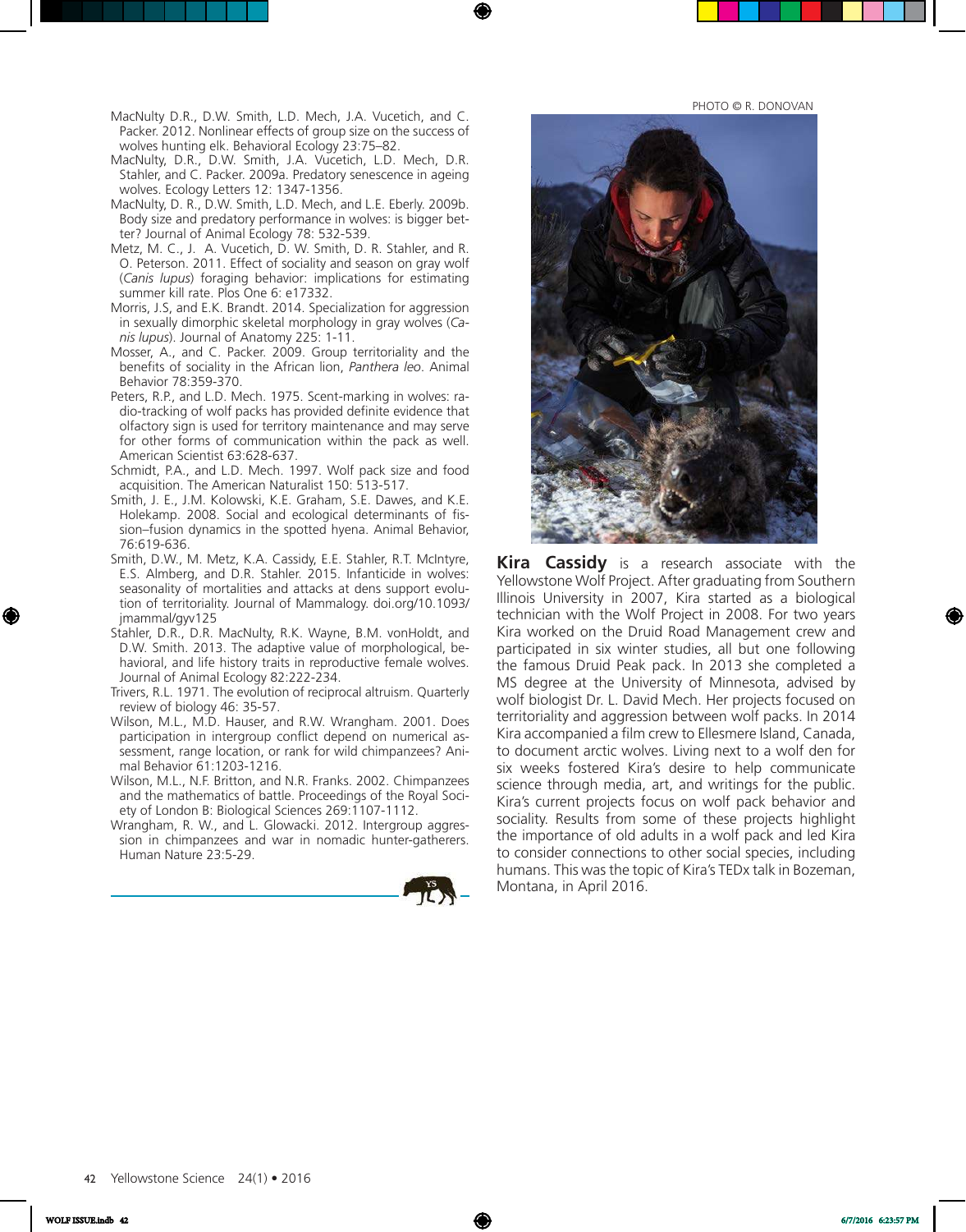MacNulty D.R., D.W. Smith, L.D. Mech, J.A. Vucetich, and C. Packer. 2012. Nonlinear effects of group size on the success of wolves hunting elk. Behavioral Ecology 23:75–82.

MacNulty, D.R., D.W. Smith, J.A. Vucetich, L.D. Mech, D.R. Stahler, and C. Packer. 2009a. Predatory senescence in ageing wolves. Ecology Letters 12: 1347-1356.

MacNulty, D. R., D.W. Smith, L.D. Mech, and L.E. Eberly. 2009b. Body size and predatory performance in wolves: is bigger better? Journal of Animal Ecology 78: 532-539.

Metz, M. C., J. A. Vucetich, D. W. Smith, D. R. Stahler, and R. O. Peterson. 2011. Effect of sociality and season on gray wolf (*Canis lupus*) foraging behavior: implications for estimating summer kill rate. Plos One 6: e17332.

Morris, J.S, and E.K. Brandt. 2014. Specialization for aggression in sexually dimorphic skeletal morphology in gray wolves (*Canis lupus*). Journal of Anatomy 225: 1-11.

Mosser, A., and C. Packer. 2009. Group territoriality and the benefits of sociality in the African lion, *Panthera leo*. Animal Behavior 78:359-370.

Peters, R.P., and L.D. Mech. 1975. Scent-marking in wolves: radio-tracking of wolf packs has provided definite evidence that olfactory sign is used for territory maintenance and may serve for other forms of communication within the pack as well. American Scientist 63:628-637.

Schmidt, P.A., and L.D. Mech. 1997. Wolf pack size and food acquisition. The American Naturalist 150: 513-517.

Smith, J. E., J.M. Kolowski, K.E. Graham, S.E. Dawes, and K.E. Holekamp. 2008. Social and ecological determinants of fission–fusion dynamics in the spotted hyena. Animal Behavior, 76:619-636.

Smith, D.W., M. Metz, K.A. Cassidy, E.E. Stahler, R.T. McIntyre, E.S. Almberg, and D.R. Stahler. 2015. Infanticide in wolves: seasonality of mortalities and attacks at dens support evolution of territoriality. Journal of Mammalogy. doi.org/10.1093/jmammal/gyv125

Stahler, D.R., D.R. MacNulty, R.K. Wayne, B.M. vonHoldt, and D.W. Smith. 2013. The adaptive value of morphological, behavioral, and life history traits in reproductive female wolves. Journal of Animal Ecology 82:222-234.

Trivers, R.L. 1971. The evolution of reciprocal altruism. Quarterly review of biology 46: 35-57.

Wilson, M.L., M.D. Hauser, and R.W. Wrangham. 2001. Does participation in intergroup conflict depend on numerical assessment, range location, or rank for wild chimpanzees? Animal Behavior 61:1203-1216.

Wilson, M.L., N.F. Britton, and N.R. Franks. 2002. Chimpanzees and the mathematics of battle. Proceedings of the Royal Society of London B: Biological Sciences 269:1107-1112.

Wrangham, R. W., and L. Glowacki. 2012. Intergroup aggression in chimpanzees and war in nomadic hunter-gatherers. Human Nature 23:5-29.

PHOTO © R. DONOVAN

**Kira Cassidy** is a research associate with the Yellowstone Wolf Project. After graduating from Southern Illinois University in 2007, Kira started as a biological technician with the Wolf Project in 2008. For two years Kira worked on the Druid Road Management crew and participated in six winter studies, all but one following the famous Druid Peak pack. In 2013 she completed a MS degree at the University of Minnesota, advised by wolf biologist Dr. L. David Mech. Her projects focused on territoriality and aggression between wolf packs. In 2014 Kira accompanied a film crew to Ellesmere Island, Canada, to document arctic wolves. Living next to a wolf den for six weeks fostered Kira's desire to help communicate science through media, art, and writings for the public. Kira's current projects focus on wolf pack behavior and sociality. Results from some of these projects highlight the importance of old adults in a wolf pack and led Kira to consider connections to other social species, including humans. This was the topic of Kira's TEDx talk in Bozeman, Montana, in April 2016.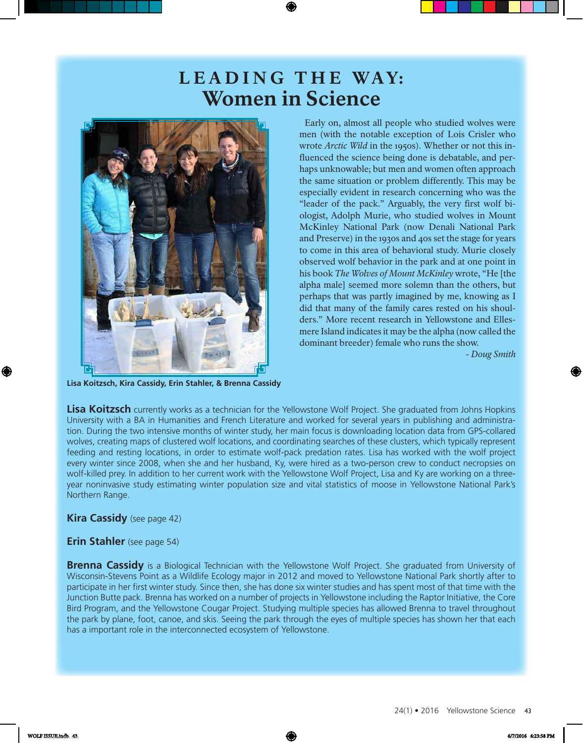# LEADING THE WAY:
# Women in Science

Early on, almost all people who studied wolves were men (with the notable exception of Lois Crisler who wrote *Arctic Wild* in the 1950s). Whether or not this influenced the science being done is debatable, and perhaps unknowable; but men and women often approach the same situation or problem differently. This may be especially evident in research concerning who was the "leader of the pack." Arguably, the very first wolf biologist, Adolph Murie, who studied wolves in Mount McKinley National Park (now Denali National Park and Preserve) in the 1930s and 40s set the stage for years to come in this area of behavioral study. Murie closely observed wolf behavior in the park and at one point in his book *The Wolves of Mount McKinley* wrote, "He [the alpha male] seemed more solemn than the others, but perhaps that was partly imagined by me, knowing as I did that many of the family cares rested on his shoulders." More recent research in Yellowstone and Ellesmere Island indicates it may be the alpha (now called the dominant breeder) female who runs the show.

*- Doug Smith*

Lisa Koitzsch, Kira Cassidy, Erin Stahler, & Brenna Cassidy

**Lisa Koitzsch** currently works as a technician for the Yellowstone Wolf Project. She graduated from Johns Hopkins University with a BA in Humanities and French Literature and worked for several years in publishing and administration. During the two intensive months of winter study, her main focus is downloading location data from GPS-collared wolves, creating maps of clustered wolf locations, and coordinating searches of these clusters, which typically represent feeding and resting locations, in order to estimate wolf-pack predation rates. Lisa has worked with the wolf project every winter since 2008, when she and her husband, Ky, were hired as a two-person crew to conduct necropsies on wolf-killed prey. In addition to her current work with the Yellowstone Wolf Project, Lisa and Ky are working on a three-year noninvasive study estimating winter population size and vital statistics of moose in Yellowstone National Park's Northern Range.

**Kira Cassidy** (see page 42)

**Erin Stahler** (see page 54)

**Brenna Cassidy** is a Biological Technician with the Yellowstone Wolf Project. She graduated from University of Wisconsin-Stevens Point as a Wildlife Ecology major in 2012 and moved to Yellowstone National Park shortly after to participate in her first winter study. Since then, she has done six winter studies and has spent most of that time with the Junction Butte pack. Brenna has worked on a number of projects in Yellowstone including the Raptor Initiative, the Core Bird Program, and the Yellowstone Cougar Project. Studying multiple species has allowed Brenna to travel throughout the park by plane, foot, canoe, and skis. Seeing the park through the eyes of multiple species has shown her that each has a important role in the interconnected ecosystem of Yellowstone.